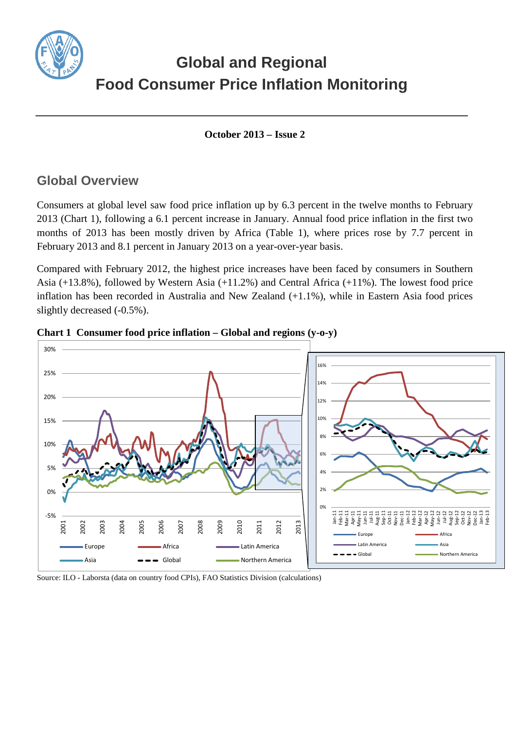# Global and Regional
# Food Consumer Price Inflation Monitoring

**October 2013 – Issue 2**

## Global Overview

Consumers at global level saw food price inflation up by 6.3 percent in the twelve months to February 2013 (Chart 1), following a 6.1 percent increase in January. Annual food price inflation in the first two months of 2013 has been mostly driven by Africa (Table 1), where prices rose by 7.7 percent in February 2013 and 8.1 percent in January 2013 on a year-over-year basis.

Compared with February 2012, the highest price increases have been faced by consumers in Southern Asia (+13.8%), followed by Western Asia (+11.2%) and Central Africa (+11%). The lowest food price inflation has been recorded in Australia and New Zealand (+1.1%), while in Eastern Asia food prices slightly decreased (-0.5%).

**Chart 1 Consumer food price inflation – Global and regions (y-o-y)**

Source: ILO - Laborsta (data on country food CPIs), FAO Statistics Division (calculations)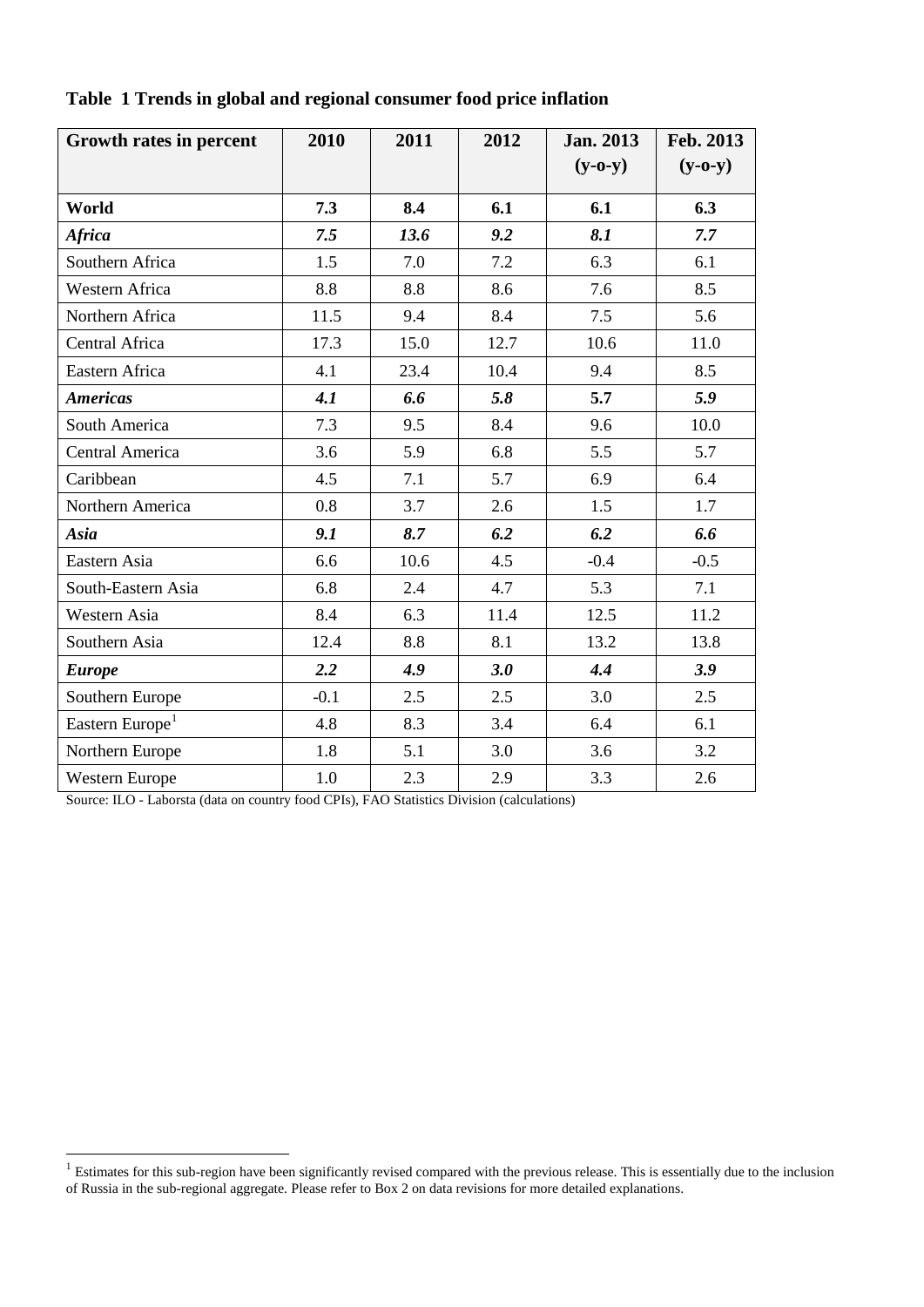**Table 1 Trends in global and regional consumer food price inflation**

| Growth rates in percent | 2010 | 2011 | 2012 | Jan. 2013 (y-o-y) | Feb. 2013 (y-o-y) |
|---|---|---|---|---|---|
| **World** | **7.3** | **8.4** | **6.1** | **6.1** | **6.3** |
| ***Africa*** | ***7.5*** | ***13.6*** | ***9.2*** | ***8.1*** | ***7.7*** |
| Southern Africa | 1.5 | 7.0 | 7.2 | 6.3 | 6.1 |
| Western Africa | 8.8 | 8.8 | 8.6 | 7.6 | 8.5 |
| Northern Africa | 11.5 | 9.4 | 8.4 | 7.5 | 5.6 |
| Central Africa | 17.3 | 15.0 | 12.7 | 10.6 | 11.0 |
| Eastern Africa | 4.1 | 23.4 | 10.4 | 9.4 | 8.5 |
| ***Americas*** | ***4.1*** | ***6.6*** | ***5.8*** | **5.7** | ***5.9*** |
| South America | 7.3 | 9.5 | 8.4 | 9.6 | 10.0 |
| Central America | 3.6 | 5.9 | 6.8 | 5.5 | 5.7 |
| Caribbean | 4.5 | 7.1 | 5.7 | 6.9 | 6.4 |
| Northern America | 0.8 | 3.7 | 2.6 | 1.5 | 1.7 |
| ***Asia*** | ***9.1*** | ***8.7*** | ***6.2*** | ***6.2*** | ***6.6*** |
| Eastern Asia | 6.6 | 10.6 | 4.5 | -0.4 | -0.5 |
| South-Eastern Asia | 6.8 | 2.4 | 4.7 | 5.3 | 7.1 |
| Western Asia | 8.4 | 6.3 | 11.4 | 12.5 | 11.2 |
| Southern Asia | 12.4 | 8.8 | 8.1 | 13.2 | 13.8 |
| ***Europe*** | ***2.2*** | ***4.9*** | ***3.0*** | ***4.4*** | ***3.9*** |
| Southern Europe | -0.1 | 2.5 | 2.5 | 3.0 | 2.5 |
| Eastern Europe[1] | 4.8 | 8.3 | 3.4 | 6.4 | 6.1 |
| Northern Europe | 1.8 | 5.1 | 3.0 | 3.6 | 3.2 |
| Western Europe | 1.0 | 2.3 | 2.9 | 3.3 | 2.6 |

Source: ILO - Laborsta (data on country food CPIs), FAO Statistics Division (calculations)

[1] Estimates for this sub-region have been significantly revised compared with the previous release. This is essentially due to the inclusion of Russia in the sub-regional aggregate. Please refer to Box 2 on data revisions for more detailed explanations.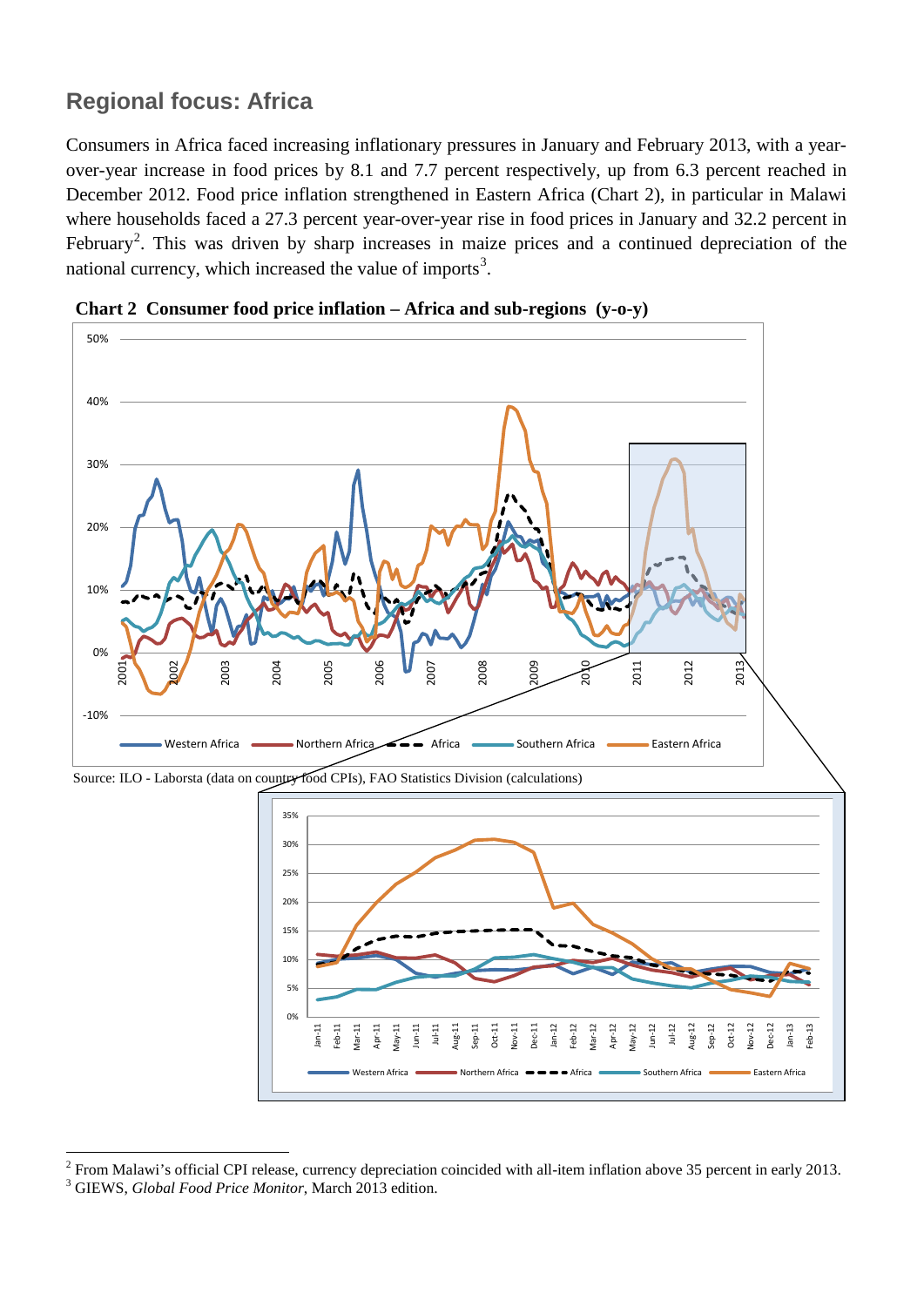## Regional focus: Africa

Consumers in Africa faced increasing inflationary pressures in January and February 2013, with a year-over-year increase in food prices by 8.1 and 7.7 percent respectively, up from 6.3 percent reached in December 2012. Food price inflation strengthened in Eastern Africa (Chart 2), in particular in Malawi where households faced a 27.3 percent year-over-year rise in food prices in January and 32.2 percent in February[2]. This was driven by sharp increases in maize prices and a continued depreciation of the national currency, which increased the value of imports[3].

**Chart 2 Consumer food price inflation – Africa and sub-regions (y-o-y)**

Source: ILO - Laborsta (data on country food CPIs), FAO Statistics Division (calculations)

[2] From Malawi's official CPI release, currency depreciation coincided with all-item inflation above 35 percent in early 2013.

[3] GIEWS, *Global Food Price Monitor*, March 2013 edition.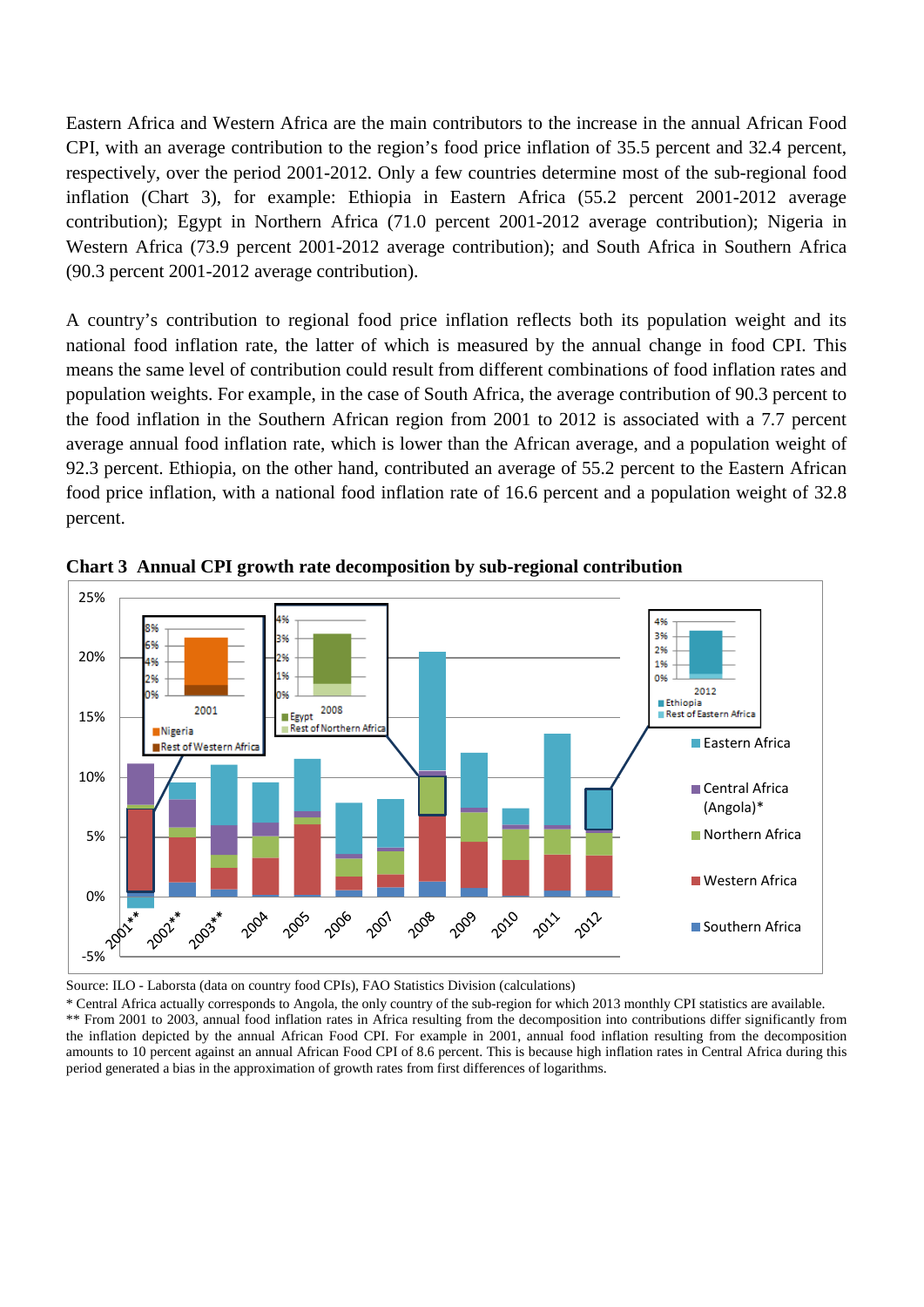Eastern Africa and Western Africa are the main contributors to the increase in the annual African Food CPI, with an average contribution to the region's food price inflation of 35.5 percent and 32.4 percent, respectively, over the period 2001-2012. Only a few countries determine most of the sub-regional food inflation (Chart 3), for example: Ethiopia in Eastern Africa (55.2 percent 2001-2012 average contribution); Egypt in Northern Africa (71.0 percent 2001-2012 average contribution); Nigeria in Western Africa (73.9 percent 2001-2012 average contribution); and South Africa in Southern Africa (90.3 percent 2001-2012 average contribution).

A country's contribution to regional food price inflation reflects both its population weight and its national food inflation rate, the latter of which is measured by the annual change in food CPI. This means the same level of contribution could result from different combinations of food inflation rates and population weights. For example, in the case of South Africa, the average contribution of 90.3 percent to the food inflation in the Southern African region from 2001 to 2012 is associated with a 7.7 percent average annual food inflation rate, which is lower than the African average, and a population weight of 92.3 percent. Ethiopia, on the other hand, contributed an average of 55.2 percent to the Eastern African food price inflation, with a national food inflation rate of 16.6 percent and a population weight of 32.8 percent.

**Chart 3 Annual CPI growth rate decomposition by sub-regional contribution**

Source: ILO - Laborsta (data on country food CPIs), FAO Statistics Division (calculations)

\* Central Africa actually corresponds to Angola, the only country of the sub-region for which 2013 monthly CPI statistics are available.

\*\* From 2001 to 2003, annual food inflation rates in Africa resulting from the decomposition into contributions differ significantly from the inflation depicted by the annual African Food CPI. For example in 2001, annual food inflation resulting from the decomposition amounts to 10 percent against an annual African Food CPI of 8.6 percent. This is because high inflation rates in Central Africa during this period generated a bias in the approximation of growth rates from first differences of logarithms.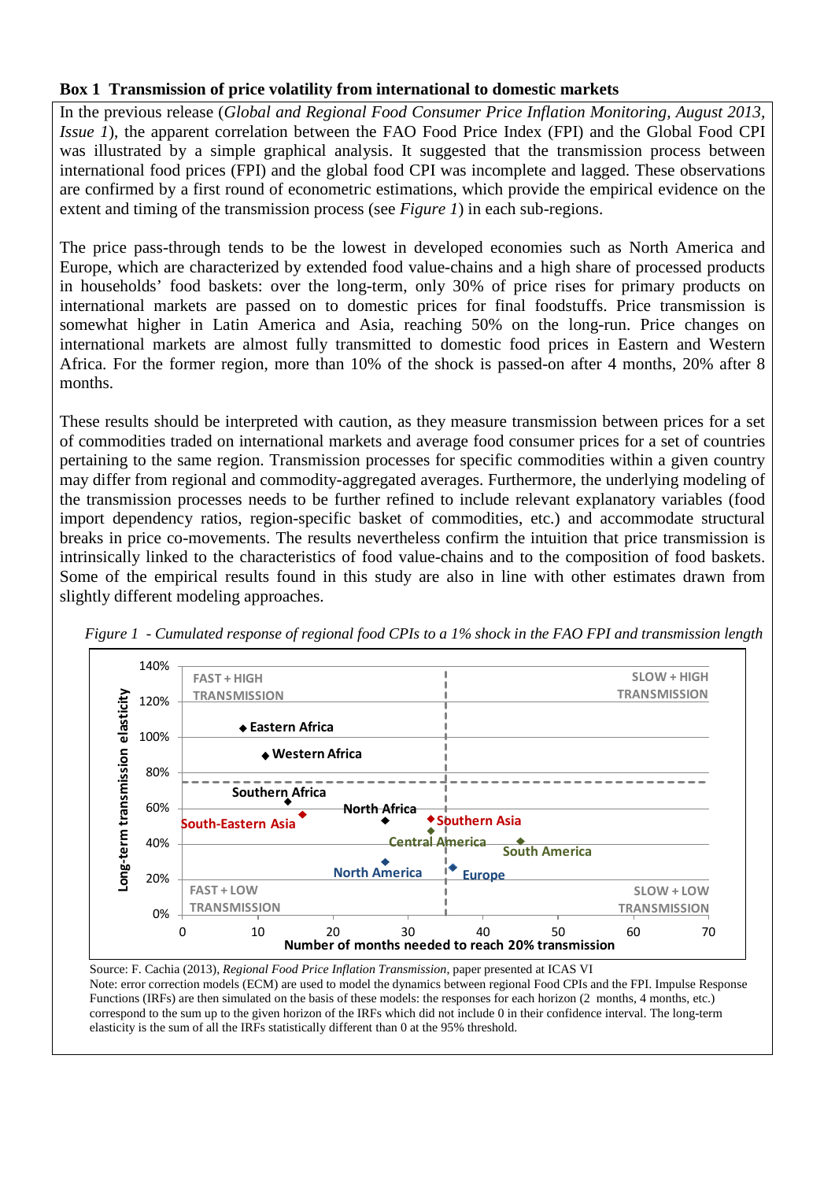### Box 1 Transmission of price volatility from international to domestic markets

In the previous release (*Global and Regional Food Consumer Price Inflation Monitoring, August 2013, Issue 1*), the apparent correlation between the FAO Food Price Index (FPI) and the Global Food CPI was illustrated by a simple graphical analysis. It suggested that the transmission process between international food prices (FPI) and the global food CPI was incomplete and lagged. These observations are confirmed by a first round of econometric estimations, which provide the empirical evidence on the extent and timing of the transmission process (see *Figure 1*) in each sub-regions.

The price pass-through tends to be the lowest in developed economies such as North America and Europe, which are characterized by extended food value-chains and a high share of processed products in households' food baskets: over the long-term, only 30% of price rises for primary products on international markets are passed on to domestic prices for final foodstuffs. Price transmission is somewhat higher in Latin America and Asia, reaching 50% on the long-run. Price changes on international markets are almost fully transmitted to domestic food prices in Eastern and Western Africa. For the former region, more than 10% of the shock is passed-on after 4 months, 20% after 8 months.

These results should be interpreted with caution, as they measure transmission between prices for a set of commodities traded on international markets and average food consumer prices for a set of countries pertaining to the same region. Transmission processes for specific commodities within a given country may differ from regional and commodity-aggregated averages. Furthermore, the underlying modeling of the transmission processes needs to be further refined to include relevant explanatory variables (food import dependency ratios, region-specific basket of commodities, etc.) and accommodate structural breaks in price co-movements. The results nevertheless confirm the intuition that price transmission is intrinsically linked to the characteristics of food value-chains and to the composition of food baskets. Some of the empirical results found in this study are also in line with other estimates drawn from slightly different modeling approaches.

*Figure 1 - Cumulated response of regional food CPIs to a 1% shock in the FAO FPI and transmission length*

Source: F. Cachia (2013), *Regional Food Price Inflation Transmission*, paper presented at ICAS VI

Note: error correction models (ECM) are used to model the dynamics between regional Food CPIs and the FPI. Impulse Response Functions (IRFs) are then simulated on the basis of these models: the responses for each horizon (2 months, 4 months, etc.) correspond to the sum up to the given horizon of the IRFs which did not include 0 in their confidence interval. The long-term elasticity is the sum of all the IRFs statistically different than 0 at the 95% threshold.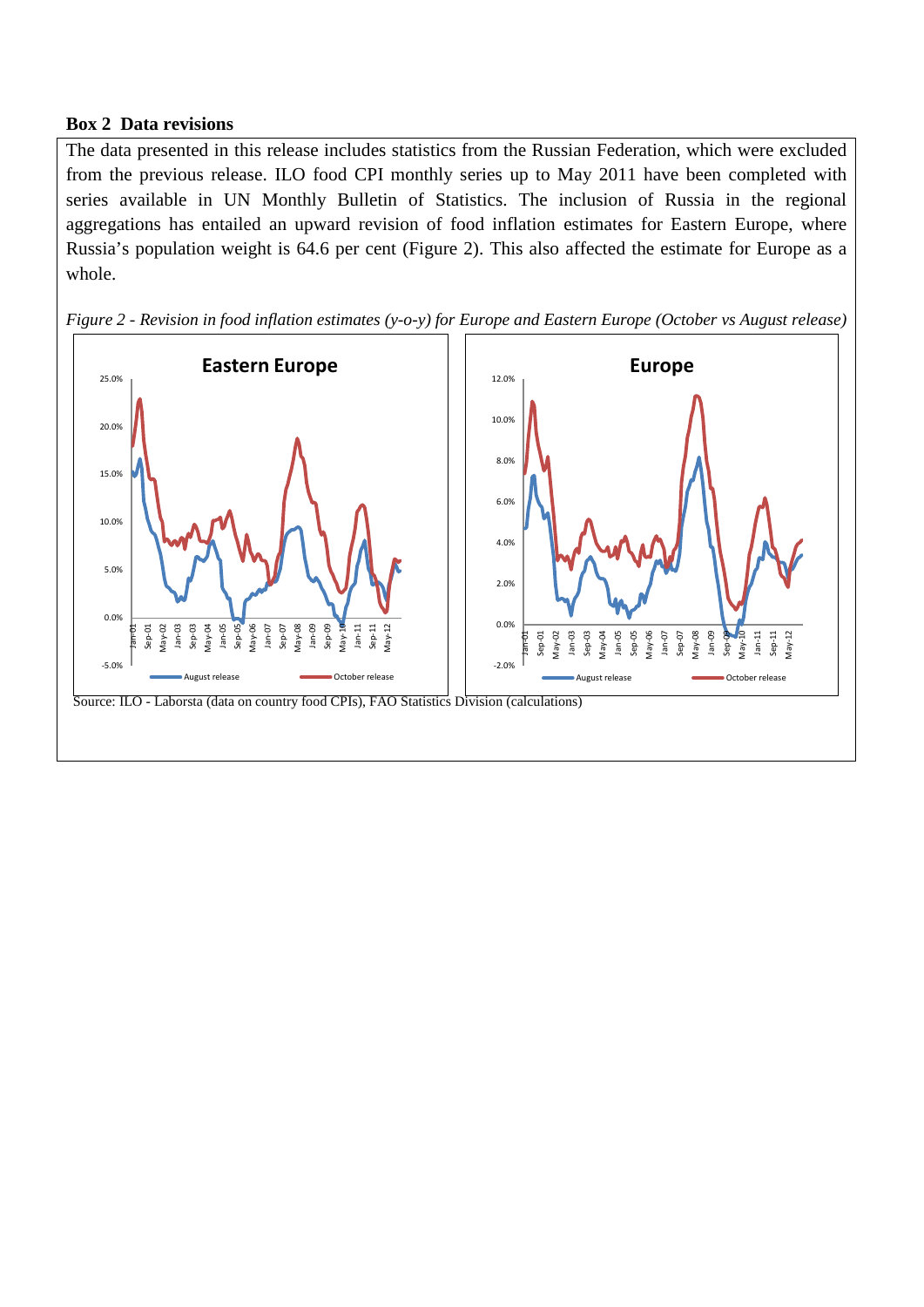### Box 2 Data revisions

The data presented in this release includes statistics from the Russian Federation, which were excluded from the previous release. ILO food CPI monthly series up to May 2011 have been completed with series available in UN Monthly Bulletin of Statistics. The inclusion of Russia in the regional aggregations has entailed an upward revision of food inflation estimates for Eastern Europe, where Russia's population weight is 64.6 per cent (Figure 2). This also affected the estimate for Europe as a whole.

*Figure 2 - Revision in food inflation estimates (y-o-y) for Europe and Eastern Europe (October vs August release)*

Source: ILO - Laborsta (data on country food CPIs), FAO Statistics Division (calculations)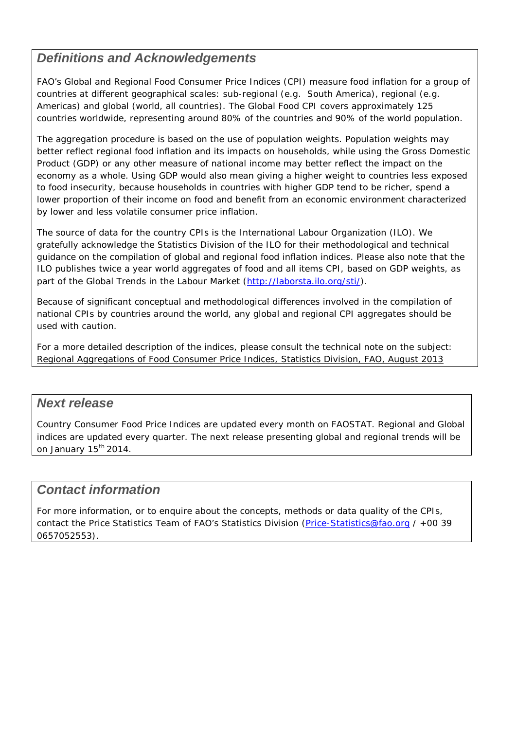## *Definitions and Acknowledgements*

FAO's Global and Regional Food Consumer Price Indices (CPI) measure food inflation for a group of countries at different geographical scales: sub-regional (e.g. South America), regional (e.g. Americas) and global (world, all countries). The Global Food CPI covers approximately 125 countries worldwide, representing around 80% of the countries and 90% of the world population.

The aggregation procedure is based on the use of population weights. Population weights may better reflect regional food inflation and its impacts on households, while using the Gross Domestic Product (GDP) or any other measure of national income may better reflect the impact on the economy as a whole. Using GDP would also mean giving a higher weight to countries less exposed to food insecurity, because households in countries with higher GDP tend to be richer, spend a lower proportion of their income on food and benefit from an economic environment characterized by lower and less volatile consumer price inflation.

The source of data for the country CPIs is the International Labour Organization (ILO). We gratefully acknowledge the Statistics Division of the ILO for their methodological and technical guidance on the compilation of global and regional food inflation indices. Please also note that the ILO publishes twice a year world aggregates of food and all items CPI, based on GDP weights, as part of the Global Trends in the Labour Market (http://laborsta.ilo.org/sti/).

Because of significant conceptual and methodological differences involved in the compilation of national CPIs by countries around the world, any global and regional CPI aggregates should be used with caution.

For a more detailed description of the indices, please consult the technical note on the subject: Regional Aggregations of Food Consumer Price Indices, Statistics Division, FAO, August 2013

## *Next release*

Country Consumer Food Price Indices are updated every month on FAOSTAT. Regional and Global indices are updated every quarter. The next release presenting global and regional trends will be on January 15th 2014.

## *Contact information*

For more information, or to enquire about the concepts, methods or data quality of the CPIs, contact the Price Statistics Team of FAO's Statistics Division (Price-Statistics@fao.org / +00 39 0657052553).